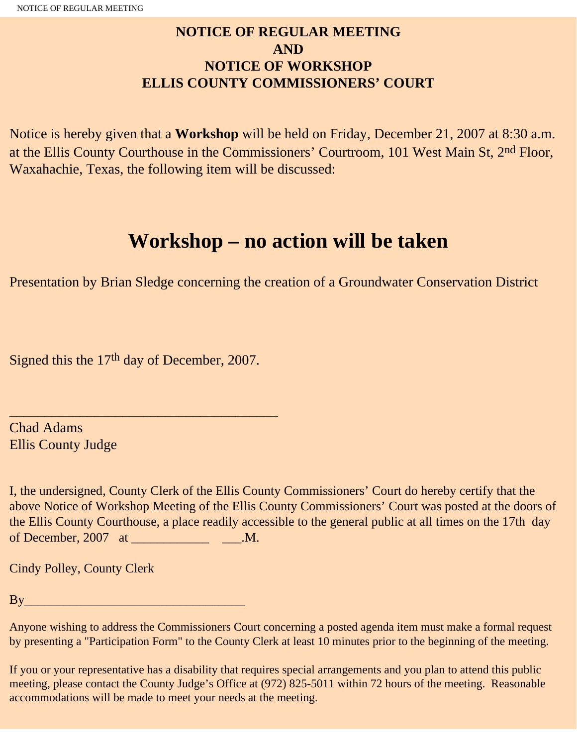# NOTICE OF REGULAR MEETING
# AND
# NOTICE OF WORKSHOP
# ELLIS COUNTY COMMISSIONERS' COURT

Notice is hereby given that a **Workshop** will be held on Friday, December 21, 2007 at 8:30 a.m. at the Ellis County Courthouse in the Commissioners' Courtroom, 101 West Main St, 2nd Floor, Waxahachie, Texas, the following item will be discussed:

## Workshop – no action will be taken

Presentation by Brian Sledge concerning the creation of a Groundwater Conservation District

Signed this the 17th day of December, 2007.

\_\_\_\_\_\_\_\_\_\_\_\_\_\_\_\_\_\_\_\_\_\_\_\_\_\_\_\_\_\_\_\_\_\_\_\_\_\_\_\_

Chad Adams
Ellis County Judge

I, the undersigned, County Clerk of the Ellis County Commissioners' Court do hereby certify that the above Notice of Workshop Meeting of the Ellis County Commissioners' Court was posted at the doors of the Ellis County Courthouse, a place readily accessible to the general public at all times on the 17th day of December, 2007 at \_\_\_\_\_\_\_\_\_\_\_\_ \_\_\_.M.

Cindy Polley, County Clerk

By\_\_\_\_\_\_\_\_\_\_\_\_\_\_\_\_\_\_\_\_\_\_\_\_\_\_\_\_\_\_\_\_\_\_

Anyone wishing to address the Commissioners Court concerning a posted agenda item must make a formal request by presenting a "Participation Form" to the County Clerk at least 10 minutes prior to the beginning of the meeting.

If you or your representative has a disability that requires special arrangements and you plan to attend this public meeting, please contact the County Judge's Office at (972) 825-5011 within 72 hours of the meeting. Reasonable accommodations will be made to meet your needs at the meeting.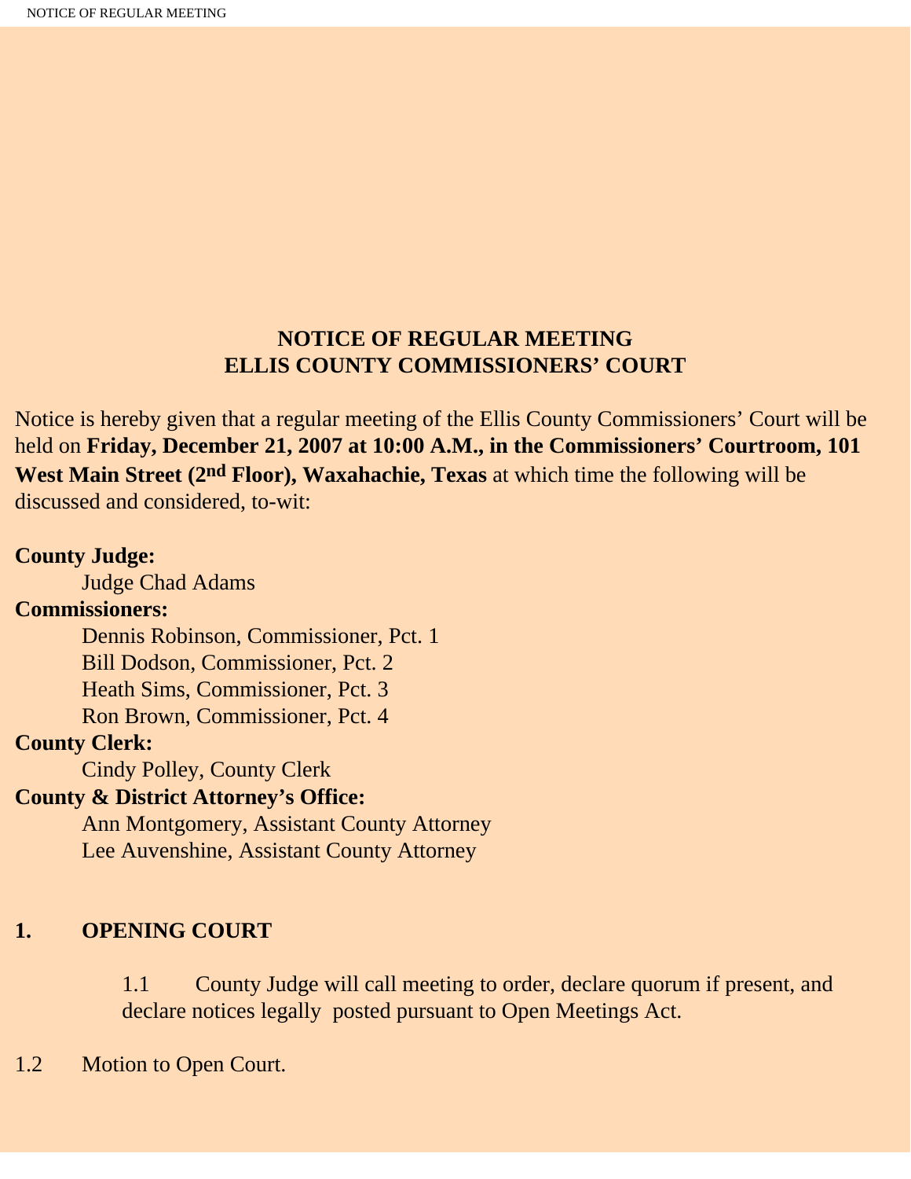# NOTICE OF REGULAR MEETING
# ELLIS COUNTY COMMISSIONERS' COURT

Notice is hereby given that a regular meeting of the Ellis County Commissioners' Court will be held on **Friday, December 21, 2007 at 10:00 A.M., in the Commissioners' Courtroom, 101 West Main Street (2nd Floor), Waxahachie, Texas** at which time the following will be discussed and considered, to-wit:

**County Judge:**

Judge Chad Adams

**Commissioners:**

Dennis Robinson, Commissioner, Pct. 1
Bill Dodson, Commissioner, Pct. 2
Heath Sims, Commissioner, Pct. 3
Ron Brown, Commissioner, Pct. 4

**County Clerk:**

Cindy Polley, County Clerk

**County & District Attorney's Office:**

Ann Montgomery, Assistant County Attorney
Lee Auvenshine, Assistant County Attorney

## 1. OPENING COURT

1.1 County Judge will call meeting to order, declare quorum if present, and declare notices legally posted pursuant to Open Meetings Act.

1.2 Motion to Open Court.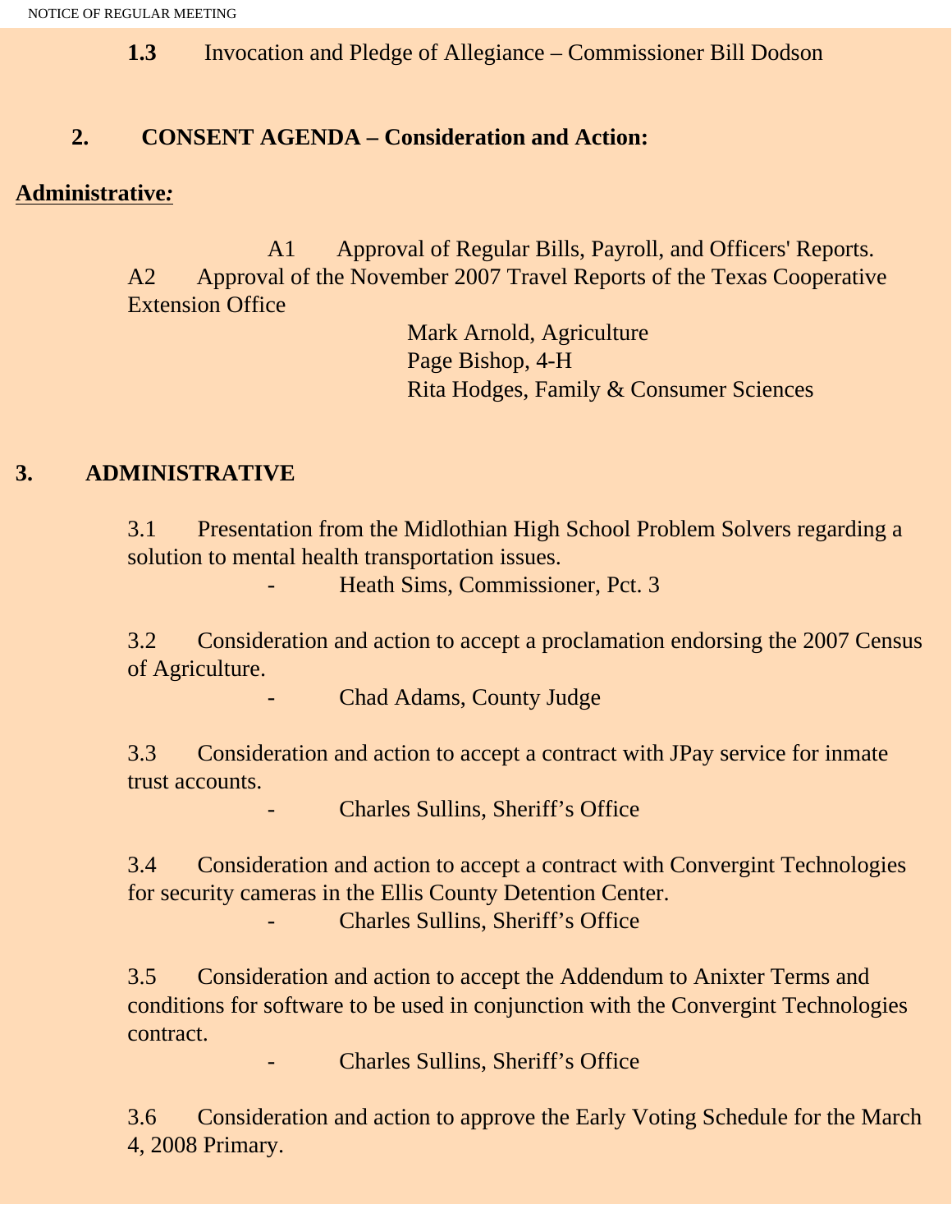**1.3** Invocation and Pledge of Allegiance – Commissioner Bill Dodson

**2. CONSENT AGENDA – Consideration and Action:**

**Administrative:**

A1 Approval of Regular Bills, Payroll, and Officers' Reports.

A2 Approval of the November 2007 Travel Reports of the Texas Cooperative Extension Office

Mark Arnold, Agriculture
Page Bishop, 4-H
Rita Hodges, Family & Consumer Sciences

**3. ADMINISTRATIVE**

3.1 Presentation from the Midlothian High School Problem Solvers regarding a solution to mental health transportation issues.

- Heath Sims, Commissioner, Pct. 3

3.2 Consideration and action to accept a proclamation endorsing the 2007 Census of Agriculture.

- Chad Adams, County Judge

3.3 Consideration and action to accept a contract with JPay service for inmate trust accounts.

- Charles Sullins, Sheriff's Office

3.4 Consideration and action to accept a contract with Convergint Technologies for security cameras in the Ellis County Detention Center.

- Charles Sullins, Sheriff's Office

3.5 Consideration and action to accept the Addendum to Anixter Terms and conditions for software to be used in conjunction with the Convergint Technologies contract.

- Charles Sullins, Sheriff's Office

3.6 Consideration and action to approve the Early Voting Schedule for the March 4, 2008 Primary.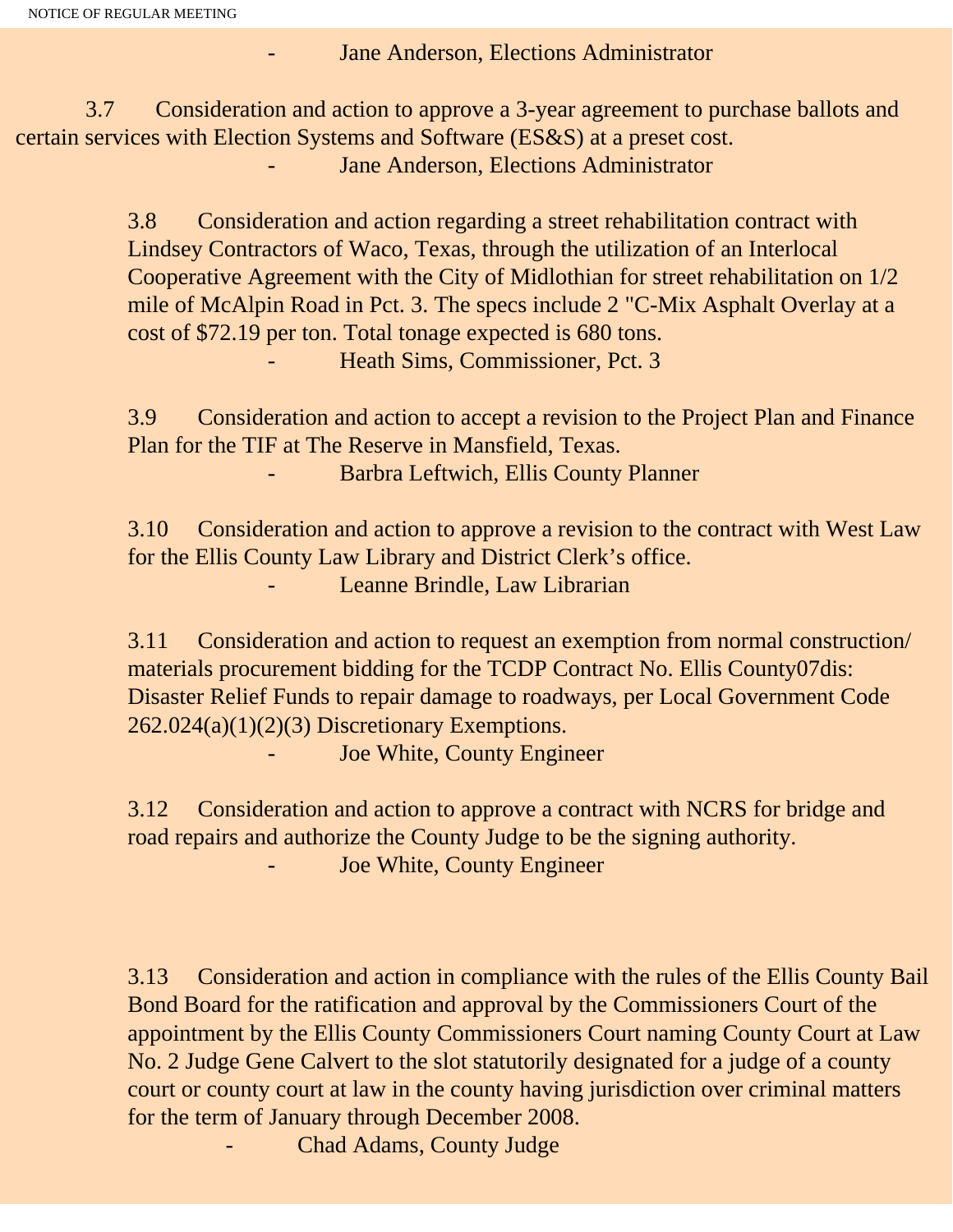- Jane Anderson, Elections Administrator

3.7 Consideration and action to approve a 3-year agreement to purchase ballots and certain services with Election Systems and Software (ES&S) at a preset cost.

- Jane Anderson, Elections Administrator

3.8 Consideration and action regarding a street rehabilitation contract with Lindsey Contractors of Waco, Texas, through the utilization of an Interlocal Cooperative Agreement with the City of Midlothian for street rehabilitation on 1/2 mile of McAlpin Road in Pct. 3. The specs include 2 "C-Mix Asphalt Overlay at a cost of $72.19 per ton. Total tonage expected is 680 tons.

- Heath Sims, Commissioner, Pct. 3

3.9 Consideration and action to accept a revision to the Project Plan and Finance Plan for the TIF at The Reserve in Mansfield, Texas.

- Barbra Leftwich, Ellis County Planner

3.10 Consideration and action to approve a revision to the contract with West Law for the Ellis County Law Library and District Clerk's office.

- Leanne Brindle, Law Librarian

3.11 Consideration and action to request an exemption from normal construction/ materials procurement bidding for the TCDP Contract No. Ellis County07dis: Disaster Relief Funds to repair damage to roadways, per Local Government Code 262.024(a)(1)(2)(3) Discretionary Exemptions.

- Joe White, County Engineer

3.12 Consideration and action to approve a contract with NCRS for bridge and road repairs and authorize the County Judge to be the signing authority.

- Joe White, County Engineer

3.13 Consideration and action in compliance with the rules of the Ellis County Bail Bond Board for the ratification and approval by the Commissioners Court of the appointment by the Ellis County Commissioners Court naming County Court at Law No. 2 Judge Gene Calvert to the slot statutorily designated for a judge of a county court or county court at law in the county having jurisdiction over criminal matters for the term of January through December 2008.

- Chad Adams, County Judge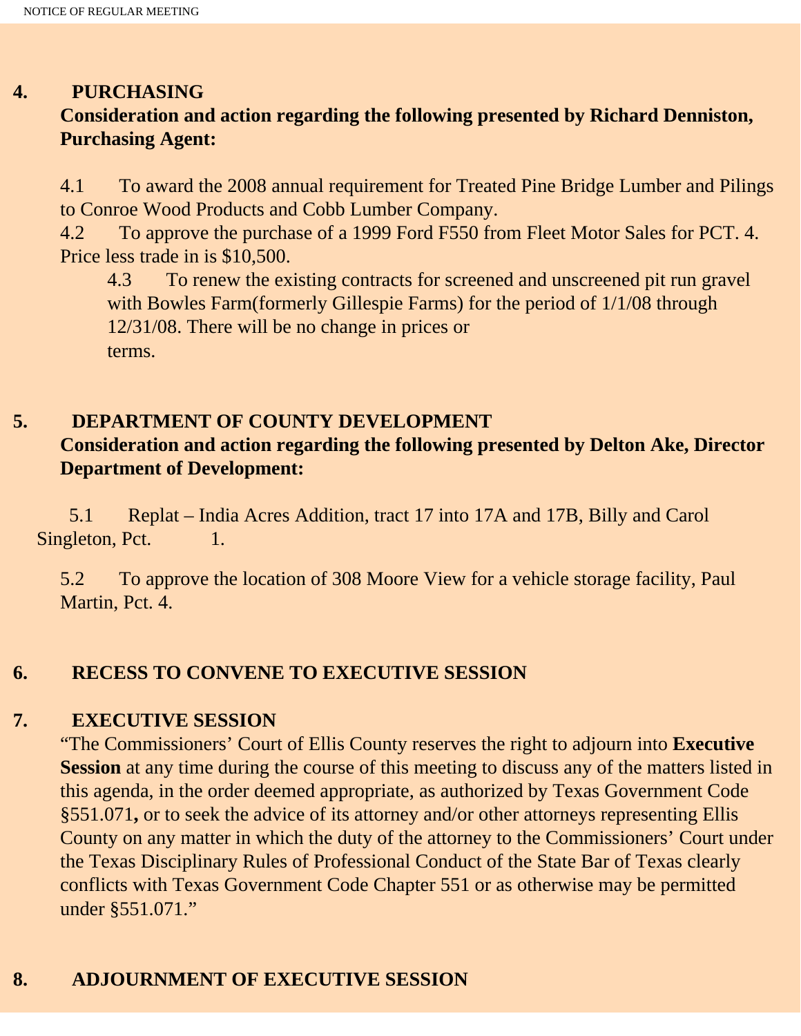## 4. PURCHASING

**Consideration and action regarding the following presented by Richard Denniston, Purchasing Agent:**

4.1 To award the 2008 annual requirement for Treated Pine Bridge Lumber and Pilings to Conroe Wood Products and Cobb Lumber Company.

4.2 To approve the purchase of a 1999 Ford F550 from Fleet Motor Sales for PCT. 4. Price less trade in is $10,500.

4.3 To renew the existing contracts for screened and unscreened pit run gravel with Bowles Farm(formerly Gillespie Farms) for the period of 1/1/08 through 12/31/08. There will be no change in prices or terms.

## 5. DEPARTMENT OF COUNTY DEVELOPMENT

**Consideration and action regarding the following presented by Delton Ake, Director Department of Development:**

5.1 Replat – India Acres Addition, tract 17 into 17A and 17B, Billy and Carol Singleton, Pct. 1.

5.2 To approve the location of 308 Moore View for a vehicle storage facility, Paul Martin, Pct. 4.

## 6. RECESS TO CONVENE TO EXECUTIVE SESSION

## 7. EXECUTIVE SESSION

"The Commissioners' Court of Ellis County reserves the right to adjourn into **Executive Session** at any time during the course of this meeting to discuss any of the matters listed in this agenda, in the order deemed appropriate, as authorized by Texas Government Code §551.071**,** or to seek the advice of its attorney and/or other attorneys representing Ellis County on any matter in which the duty of the attorney to the Commissioners' Court under the Texas Disciplinary Rules of Professional Conduct of the State Bar of Texas clearly conflicts with Texas Government Code Chapter 551 or as otherwise may be permitted under §551.071."

## 8. ADJOURNMENT OF EXECUTIVE SESSION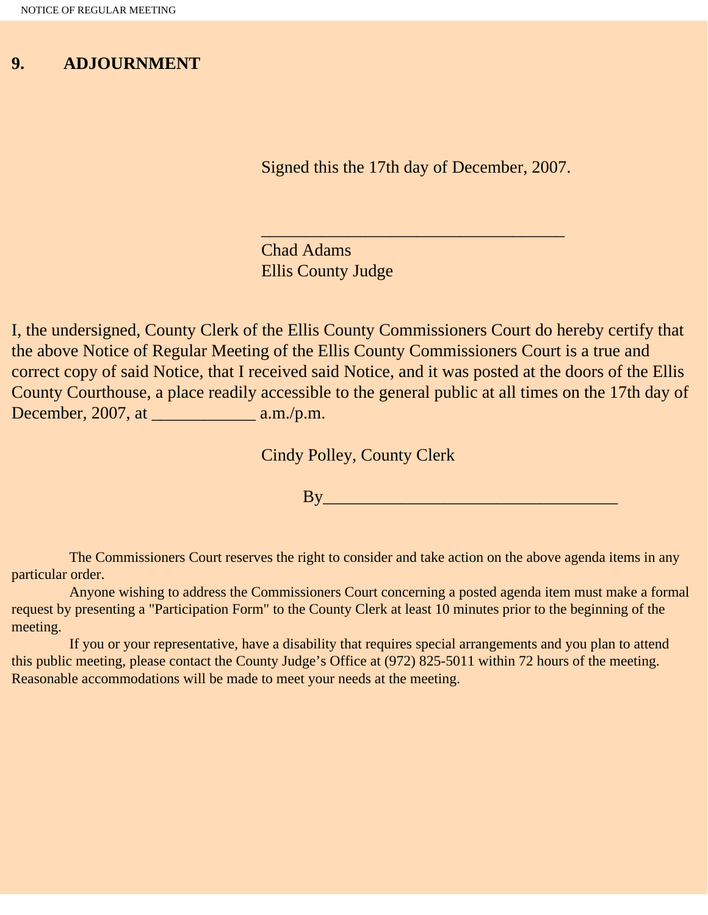**9. ADJOURNMENT**

Signed this the 17th day of December, 2007.

\_\_\_\_\_\_\_\_\_\_\_\_\_\_\_\_\_\_\_\_\_\_\_\_\_\_\_\_\_\_\_\_\_\_\_

Chad Adams
Ellis County Judge

I, the undersigned, County Clerk of the Ellis County Commissioners Court do hereby certify that the above Notice of Regular Meeting of the Ellis County Commissioners Court is a true and correct copy of said Notice, that I received said Notice, and it was posted at the doors of the Ellis County Courthouse, a place readily accessible to the general public at all times on the 17th day of December, 2007, at ____________ a.m./p.m.

Cindy Polley, County Clerk

By__________________________________

The Commissioners Court reserves the right to consider and take action on the above agenda items in any particular order.

Anyone wishing to address the Commissioners Court concerning a posted agenda item must make a formal request by presenting a "Participation Form" to the County Clerk at least 10 minutes prior to the beginning of the meeting.

If you or your representative, have a disability that requires special arrangements and you plan to attend this public meeting, please contact the County Judge's Office at (972) 825-5011 within 72 hours of the meeting. Reasonable accommodations will be made to meet your needs at the meeting.